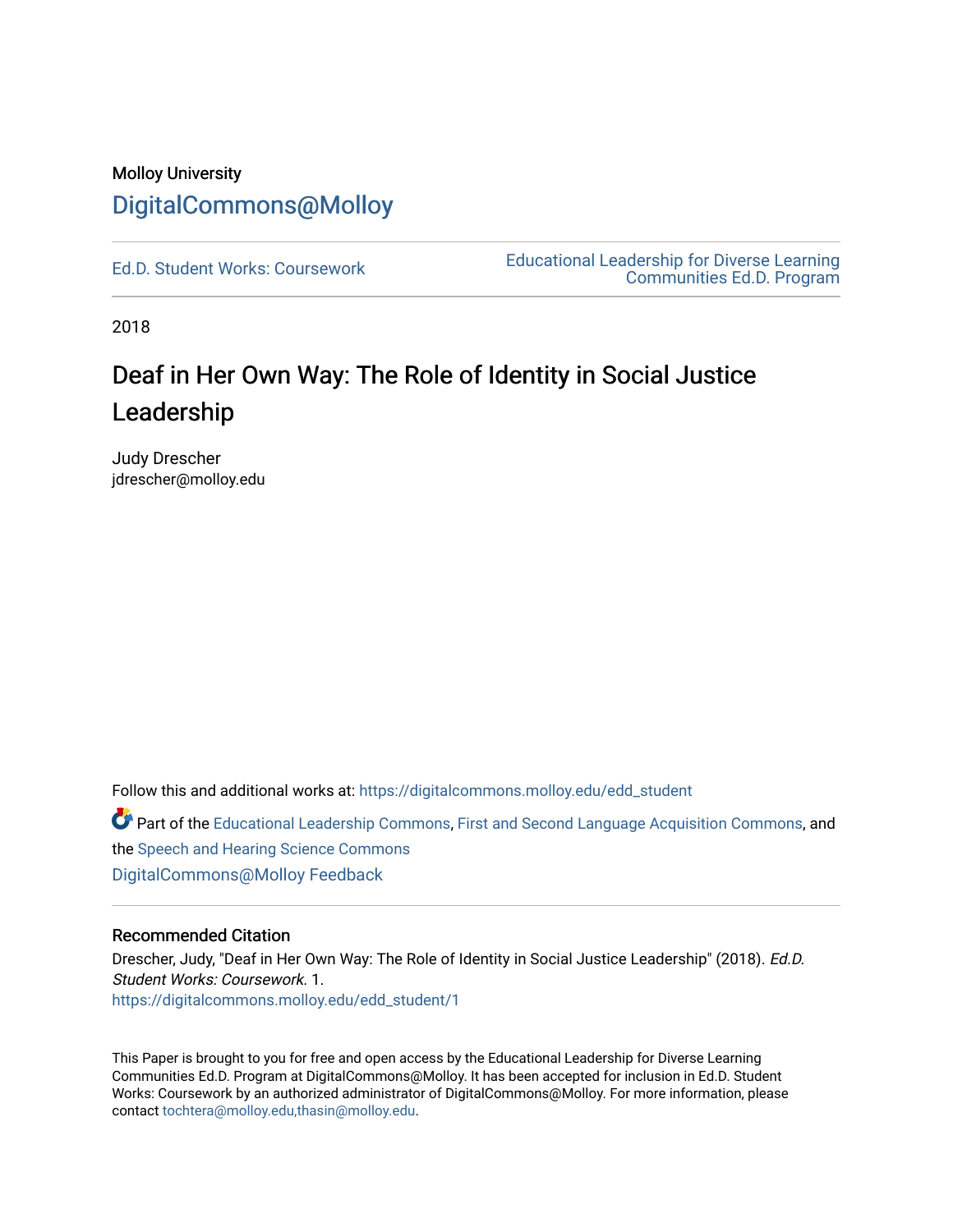Molloy University

# DigitalCommons@Molloy

Ed.D. Student Works: Coursework

Educational Leadership for Diverse Learning Communities Ed.D. Program

2018

## Deaf in Her Own Way: The Role of Identity in Social Justice Leadership

Judy Drescher
jdrescher@molloy.edu

Follow this and additional works at: https://digitalcommons.molloy.edu/edd_student

Part of the Educational Leadership Commons, First and Second Language Acquisition Commons, and the Speech and Hearing Science Commons

DigitalCommons@Molloy Feedback

### Recommended Citation

Drescher, Judy, "Deaf in Her Own Way: The Role of Identity in Social Justice Leadership" (2018). *Ed.D. Student Works: Coursework*. 1.
https://digitalcommons.molloy.edu/edd_student/1

This Paper is brought to you for free and open access by the Educational Leadership for Diverse Learning Communities Ed.D. Program at DigitalCommons@Molloy. It has been accepted for inclusion in Ed.D. Student Works: Coursework by an authorized administrator of DigitalCommons@Molloy. For more information, please contact tochtera@molloy.edu,thasin@molloy.edu.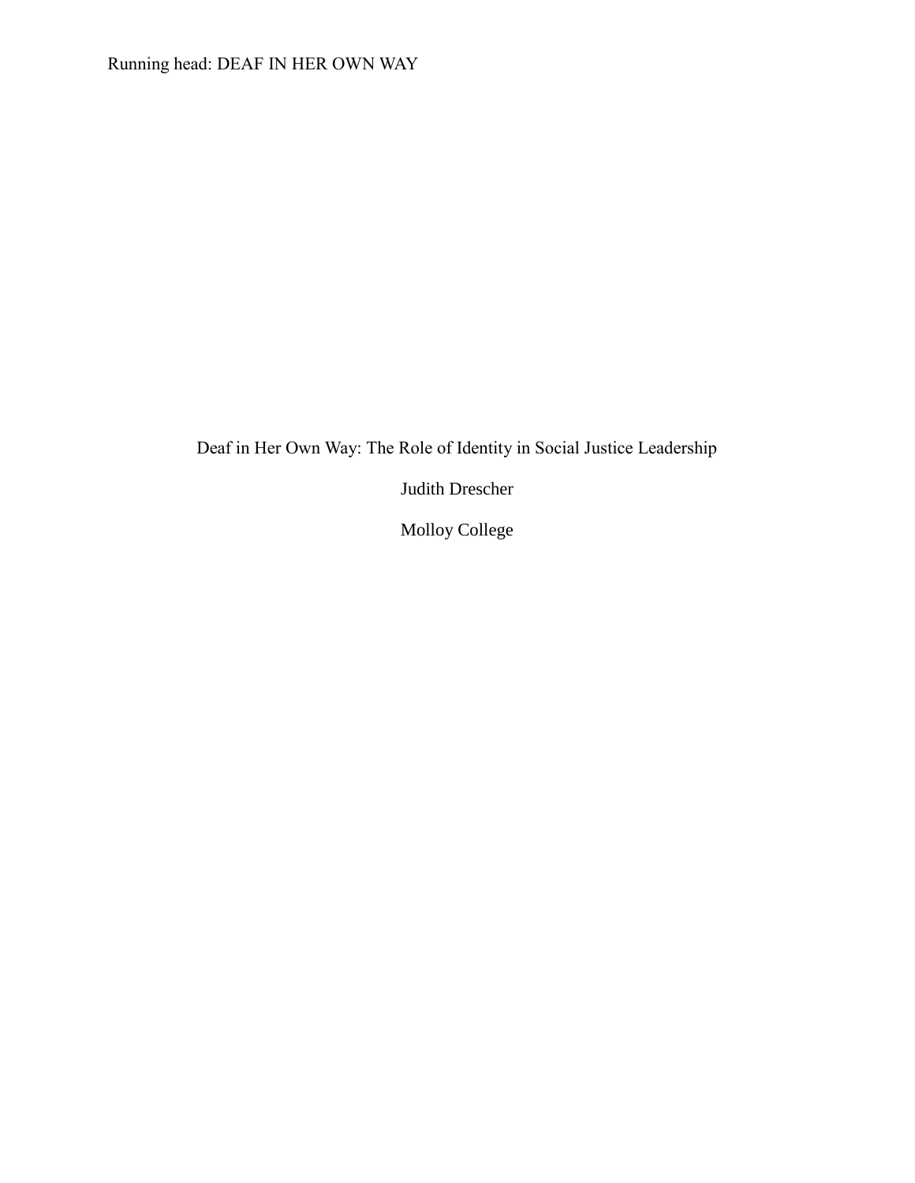# Deaf in Her Own Way: The Role of Identity in Social Justice Leadership

Judith Drescher

Molloy College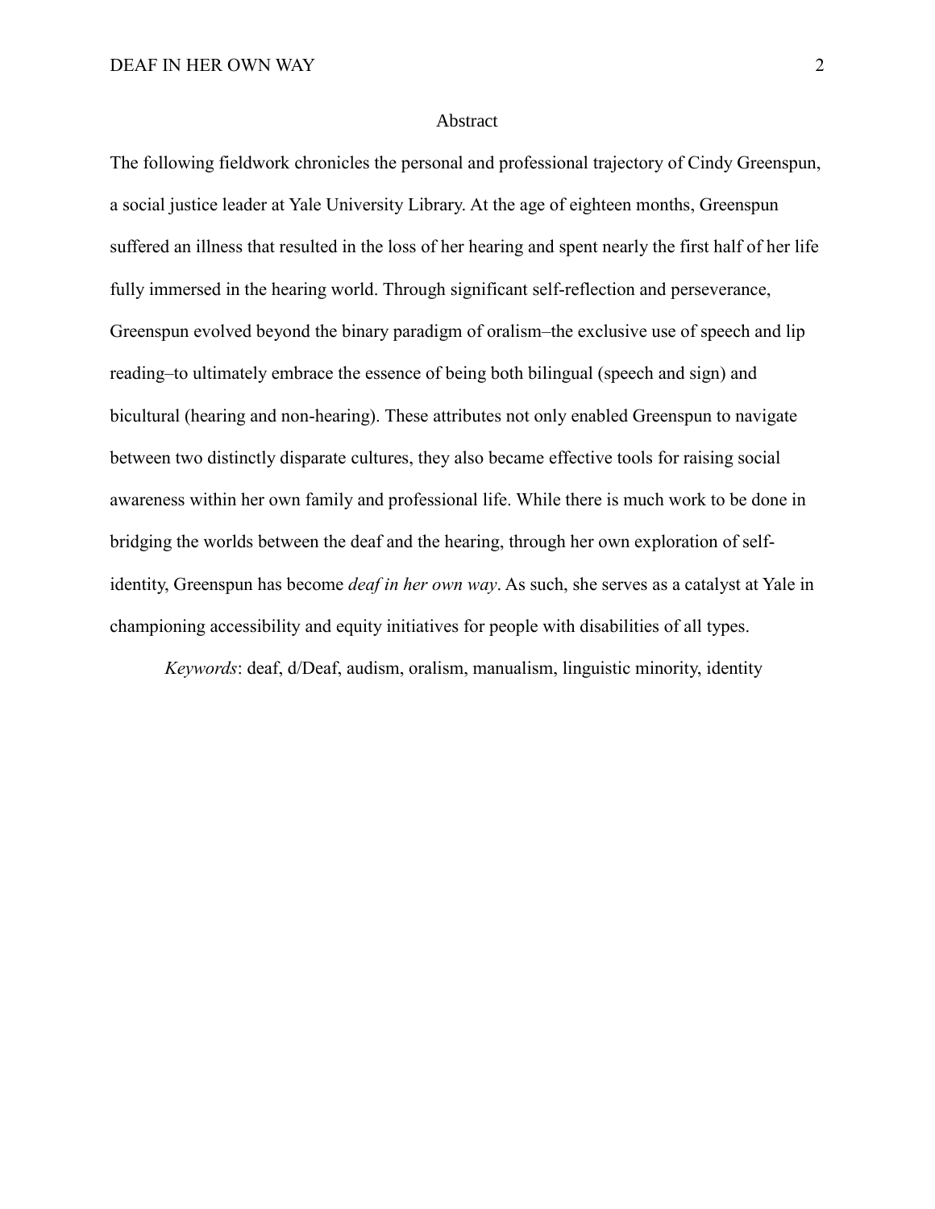# Abstract

The following fieldwork chronicles the personal and professional trajectory of Cindy Greenspun, a social justice leader at Yale University Library. At the age of eighteen months, Greenspun suffered an illness that resulted in the loss of her hearing and spent nearly the first half of her life fully immersed in the hearing world. Through significant self-reflection and perseverance, Greenspun evolved beyond the binary paradigm of oralism–the exclusive use of speech and lip reading–to ultimately embrace the essence of being both bilingual (speech and sign) and bicultural (hearing and non-hearing). These attributes not only enabled Greenspun to navigate between two distinctly disparate cultures, they also became effective tools for raising social awareness within her own family and professional life. While there is much work to be done in bridging the worlds between the deaf and the hearing, through her own exploration of self-identity, Greenspun has become *deaf in her own way*. As such, she serves as a catalyst at Yale in championing accessibility and equity initiatives for people with disabilities of all types.

*Keywords*: deaf, d/Deaf, audism, oralism, manualism, linguistic minority, identity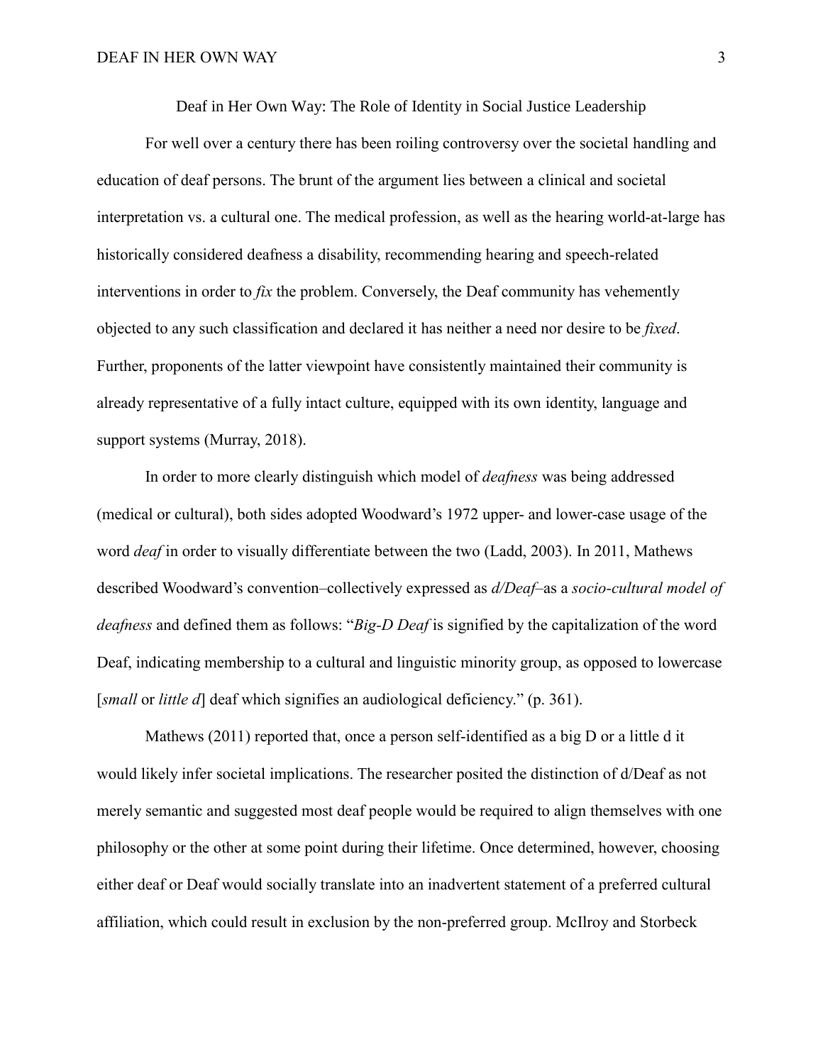# Deaf in Her Own Way: The Role of Identity in Social Justice Leadership

For well over a century there has been roiling controversy over the societal handling and education of deaf persons. The brunt of the argument lies between a clinical and societal interpretation vs. a cultural one. The medical profession, as well as the hearing world-at-large has historically considered deafness a disability, recommending hearing and speech-related interventions in order to *fix* the problem. Conversely, the Deaf community has vehemently objected to any such classification and declared it has neither a need nor desire to be *fixed*. Further, proponents of the latter viewpoint have consistently maintained their community is already representative of a fully intact culture, equipped with its own identity, language and support systems (Murray, 2018).

In order to more clearly distinguish which model of *deafness* was being addressed (medical or cultural), both sides adopted Woodward's 1972 upper- and lower-case usage of the word *deaf* in order to visually differentiate between the two (Ladd, 2003). In 2011, Mathews described Woodward's convention–collectively expressed as *d/Deaf*–as a *socio-cultural model of deafness* and defined them as follows: "*Big-D Deaf* is signified by the capitalization of the word Deaf, indicating membership to a cultural and linguistic minority group, as opposed to lowercase [*small* or *little d*] deaf which signifies an audiological deficiency." (p. 361).

Mathews (2011) reported that, once a person self-identified as a big D or a little d it would likely infer societal implications. The researcher posited the distinction of d/Deaf as not merely semantic and suggested most deaf people would be required to align themselves with one philosophy or the other at some point during their lifetime. Once determined, however, choosing either deaf or Deaf would socially translate into an inadvertent statement of a preferred cultural affiliation, which could result in exclusion by the non-preferred group. McIlroy and Storbeck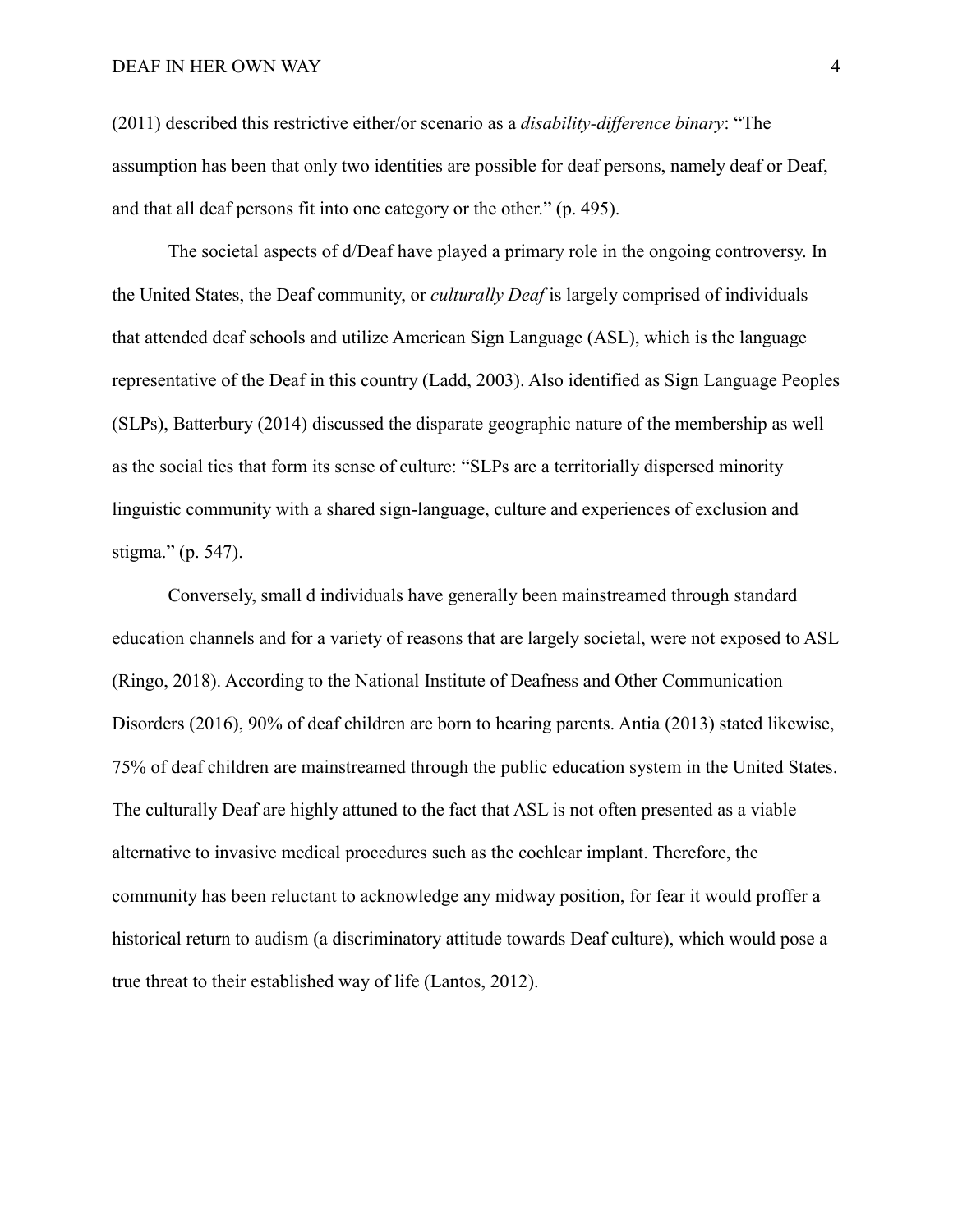(2011) described this restrictive either/or scenario as a *disability-difference binary*: "The assumption has been that only two identities are possible for deaf persons, namely deaf or Deaf, and that all deaf persons fit into one category or the other." (p. 495).

The societal aspects of d/Deaf have played a primary role in the ongoing controversy. In the United States, the Deaf community, or *culturally Deaf* is largely comprised of individuals that attended deaf schools and utilize American Sign Language (ASL), which is the language representative of the Deaf in this country (Ladd, 2003). Also identified as Sign Language Peoples (SLPs), Batterbury (2014) discussed the disparate geographic nature of the membership as well as the social ties that form its sense of culture: "SLPs are a territorially dispersed minority linguistic community with a shared sign-language, culture and experiences of exclusion and stigma." (p. 547).

Conversely, small d individuals have generally been mainstreamed through standard education channels and for a variety of reasons that are largely societal, were not exposed to ASL (Ringo, 2018). According to the National Institute of Deafness and Other Communication Disorders (2016), 90% of deaf children are born to hearing parents. Antia (2013) stated likewise, 75% of deaf children are mainstreamed through the public education system in the United States. The culturally Deaf are highly attuned to the fact that ASL is not often presented as a viable alternative to invasive medical procedures such as the cochlear implant. Therefore, the community has been reluctant to acknowledge any midway position, for fear it would proffer a historical return to audism (a discriminatory attitude towards Deaf culture), which would pose a true threat to their established way of life (Lantos, 2012).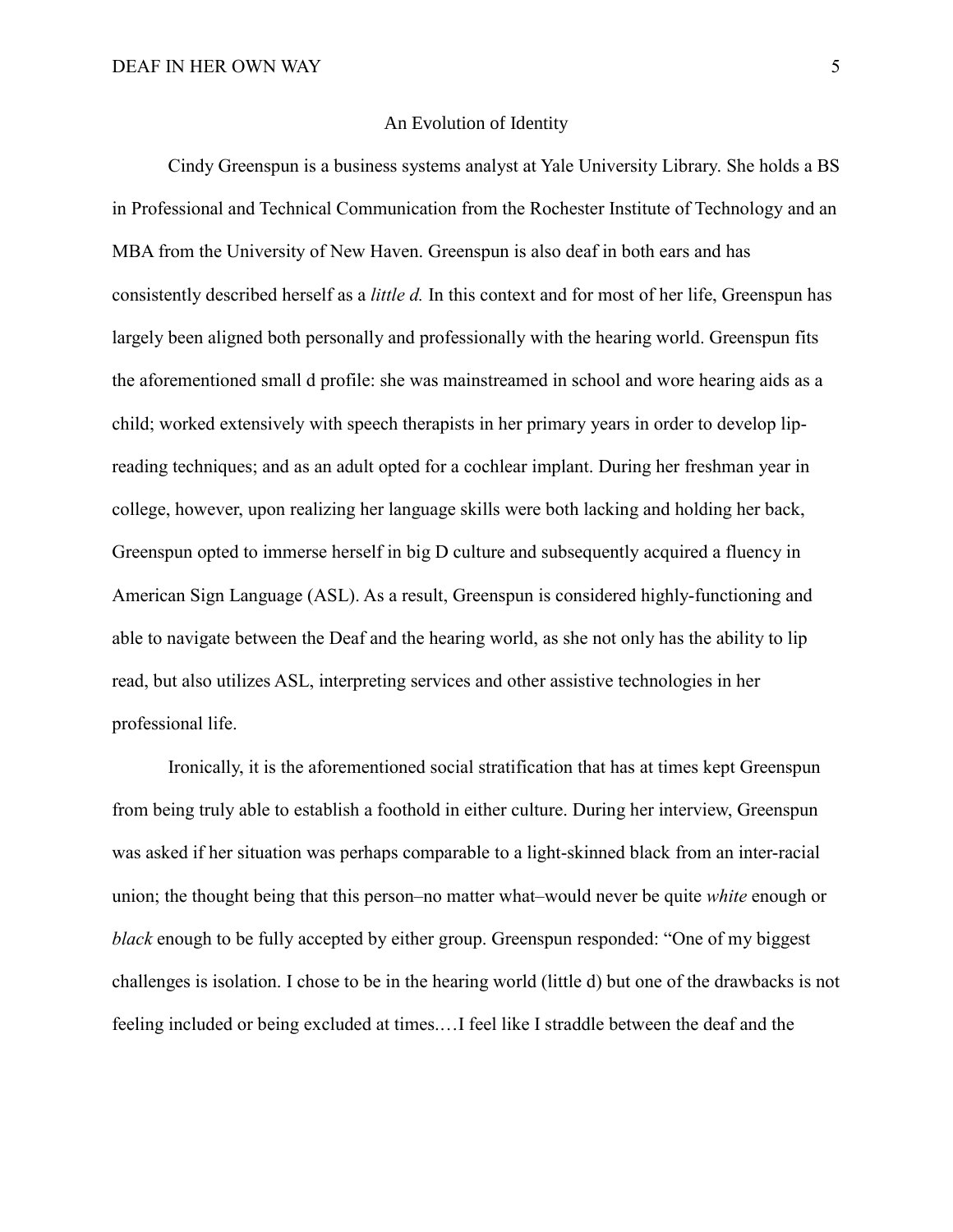## An Evolution of Identity

Cindy Greenspun is a business systems analyst at Yale University Library. She holds a BS in Professional and Technical Communication from the Rochester Institute of Technology and an MBA from the University of New Haven. Greenspun is also deaf in both ears and has consistently described herself as a *little d.* In this context and for most of her life, Greenspun has largely been aligned both personally and professionally with the hearing world. Greenspun fits the aforementioned small d profile: she was mainstreamed in school and wore hearing aids as a child; worked extensively with speech therapists in her primary years in order to develop lip-reading techniques; and as an adult opted for a cochlear implant. During her freshman year in college, however, upon realizing her language skills were both lacking and holding her back, Greenspun opted to immerse herself in big D culture and subsequently acquired a fluency in American Sign Language (ASL). As a result, Greenspun is considered highly-functioning and able to navigate between the Deaf and the hearing world, as she not only has the ability to lip read, but also utilizes ASL, interpreting services and other assistive technologies in her professional life.

Ironically, it is the aforementioned social stratification that has at times kept Greenspun from being truly able to establish a foothold in either culture. During her interview, Greenspun was asked if her situation was perhaps comparable to a light-skinned black from an inter-racial union; the thought being that this person–no matter what–would never be quite *white* enough or *black* enough to be fully accepted by either group. Greenspun responded: "One of my biggest challenges is isolation. I chose to be in the hearing world (little d) but one of the drawbacks is not feeling included or being excluded at times.…I feel like I straddle between the deaf and the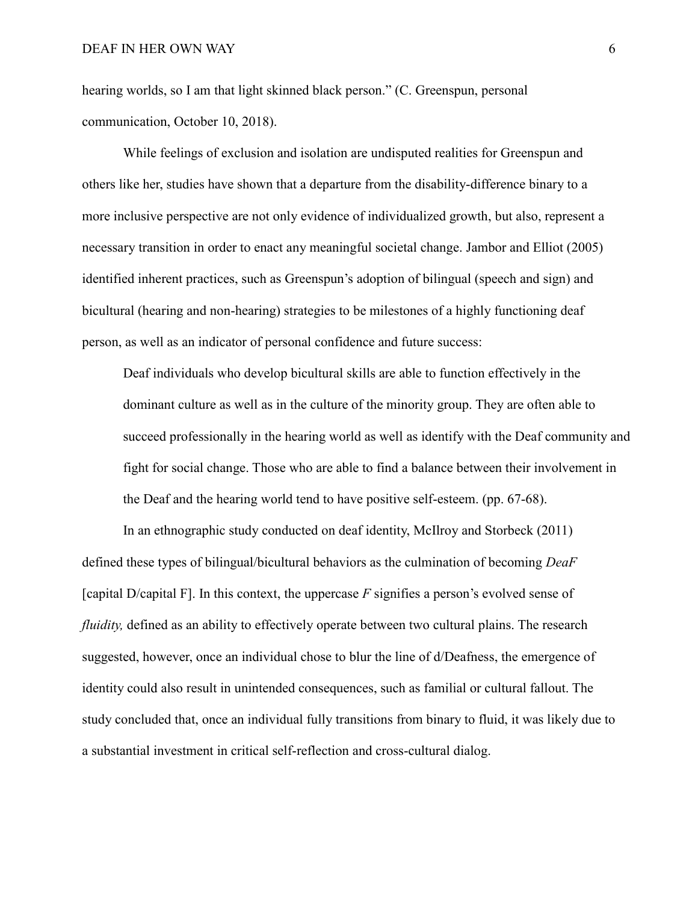hearing worlds, so I am that light skinned black person." (C. Greenspun, personal communication, October 10, 2018).

While feelings of exclusion and isolation are undisputed realities for Greenspun and others like her, studies have shown that a departure from the disability-difference binary to a more inclusive perspective are not only evidence of individualized growth, but also, represent a necessary transition in order to enact any meaningful societal change. Jambor and Elliot (2005) identified inherent practices, such as Greenspun's adoption of bilingual (speech and sign) and bicultural (hearing and non-hearing) strategies to be milestones of a highly functioning deaf person, as well as an indicator of personal confidence and future success:

> Deaf individuals who develop bicultural skills are able to function effectively in the dominant culture as well as in the culture of the minority group. They are often able to succeed professionally in the hearing world as well as identify with the Deaf community and fight for social change. Those who are able to find a balance between their involvement in the Deaf and the hearing world tend to have positive self-esteem. (pp. 67-68).

In an ethnographic study conducted on deaf identity, McIlroy and Storbeck (2011) defined these types of bilingual/bicultural behaviors as the culmination of becoming *DeaF* [capital D/capital F]. In this context, the uppercase *F* signifies a person's evolved sense of *fluidity,* defined as an ability to effectively operate between two cultural plains. The research suggested, however, once an individual chose to blur the line of d/Deafness, the emergence of identity could also result in unintended consequences, such as familial or cultural fallout. The study concluded that, once an individual fully transitions from binary to fluid, it was likely due to a substantial investment in critical self-reflection and cross-cultural dialog.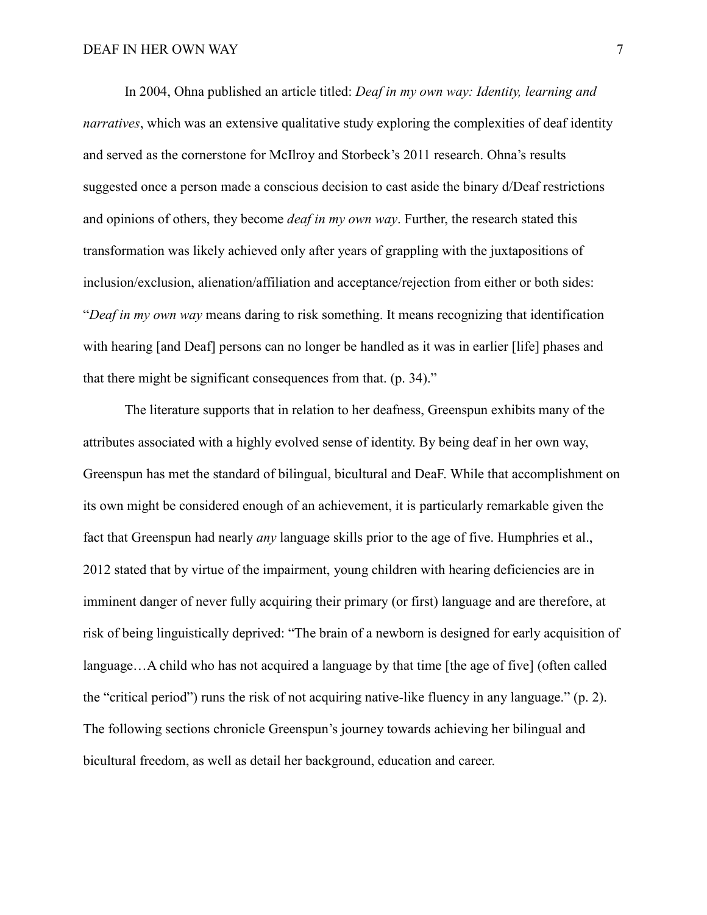In 2004, Ohna published an article titled: *Deaf in my own way: Identity, learning and narratives*, which was an extensive qualitative study exploring the complexities of deaf identity and served as the cornerstone for McIlroy and Storbeck's 2011 research. Ohna's results suggested once a person made a conscious decision to cast aside the binary d/Deaf restrictions and opinions of others, they become *deaf in my own way*. Further, the research stated this transformation was likely achieved only after years of grappling with the juxtapositions of inclusion/exclusion, alienation/affiliation and acceptance/rejection from either or both sides: "*Deaf in my own way* means daring to risk something. It means recognizing that identification with hearing [and Deaf] persons can no longer be handled as it was in earlier [life] phases and that there might be significant consequences from that. (p. 34)."

The literature supports that in relation to her deafness, Greenspun exhibits many of the attributes associated with a highly evolved sense of identity. By being deaf in her own way, Greenspun has met the standard of bilingual, bicultural and DeaF. While that accomplishment on its own might be considered enough of an achievement, it is particularly remarkable given the fact that Greenspun had nearly *any* language skills prior to the age of five. Humphries et al., 2012 stated that by virtue of the impairment, young children with hearing deficiencies are in imminent danger of never fully acquiring their primary (or first) language and are therefore, at risk of being linguistically deprived: "The brain of a newborn is designed for early acquisition of language…A child who has not acquired a language by that time [the age of five] (often called the "critical period") runs the risk of not acquiring native-like fluency in any language." (p. 2). The following sections chronicle Greenspun's journey towards achieving her bilingual and bicultural freedom, as well as detail her background, education and career.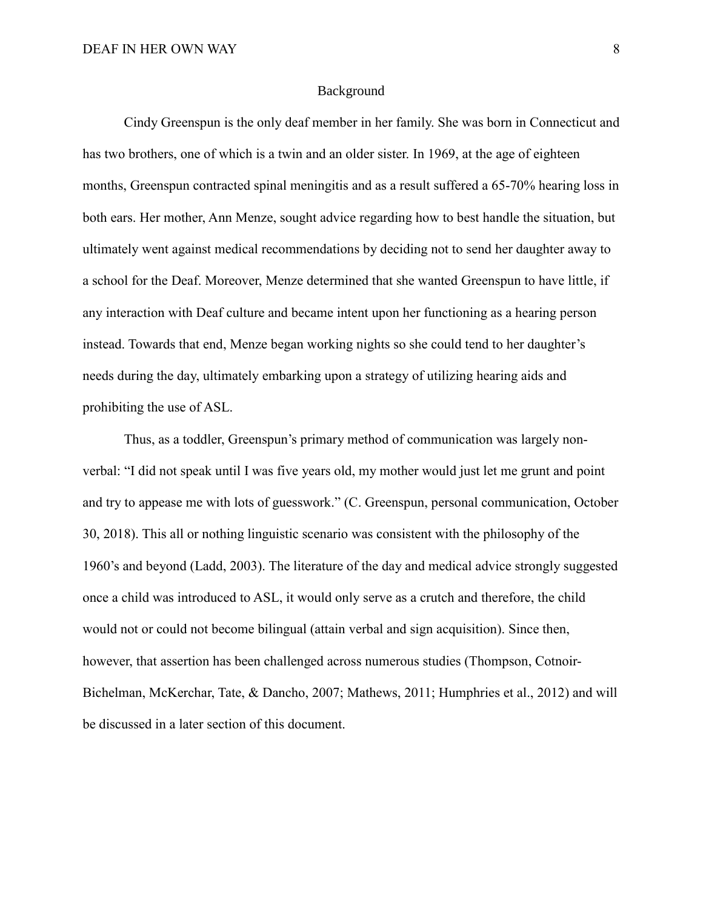## Background

Cindy Greenspun is the only deaf member in her family. She was born in Connecticut and has two brothers, one of which is a twin and an older sister. In 1969, at the age of eighteen months, Greenspun contracted spinal meningitis and as a result suffered a 65-70% hearing loss in both ears. Her mother, Ann Menze, sought advice regarding how to best handle the situation, but ultimately went against medical recommendations by deciding not to send her daughter away to a school for the Deaf. Moreover, Menze determined that she wanted Greenspun to have little, if any interaction with Deaf culture and became intent upon her functioning as a hearing person instead. Towards that end, Menze began working nights so she could tend to her daughter's needs during the day, ultimately embarking upon a strategy of utilizing hearing aids and prohibiting the use of ASL.

Thus, as a toddler, Greenspun's primary method of communication was largely non-verbal: "I did not speak until I was five years old, my mother would just let me grunt and point and try to appease me with lots of guesswork." (C. Greenspun, personal communication, October 30, 2018). This all or nothing linguistic scenario was consistent with the philosophy of the 1960's and beyond (Ladd, 2003). The literature of the day and medical advice strongly suggested once a child was introduced to ASL, it would only serve as a crutch and therefore, the child would not or could not become bilingual (attain verbal and sign acquisition). Since then, however, that assertion has been challenged across numerous studies (Thompson, Cotnoir-Bichelman, McKerchar, Tate, & Dancho, 2007; Mathews, 2011; Humphries et al., 2012) and will be discussed in a later section of this document.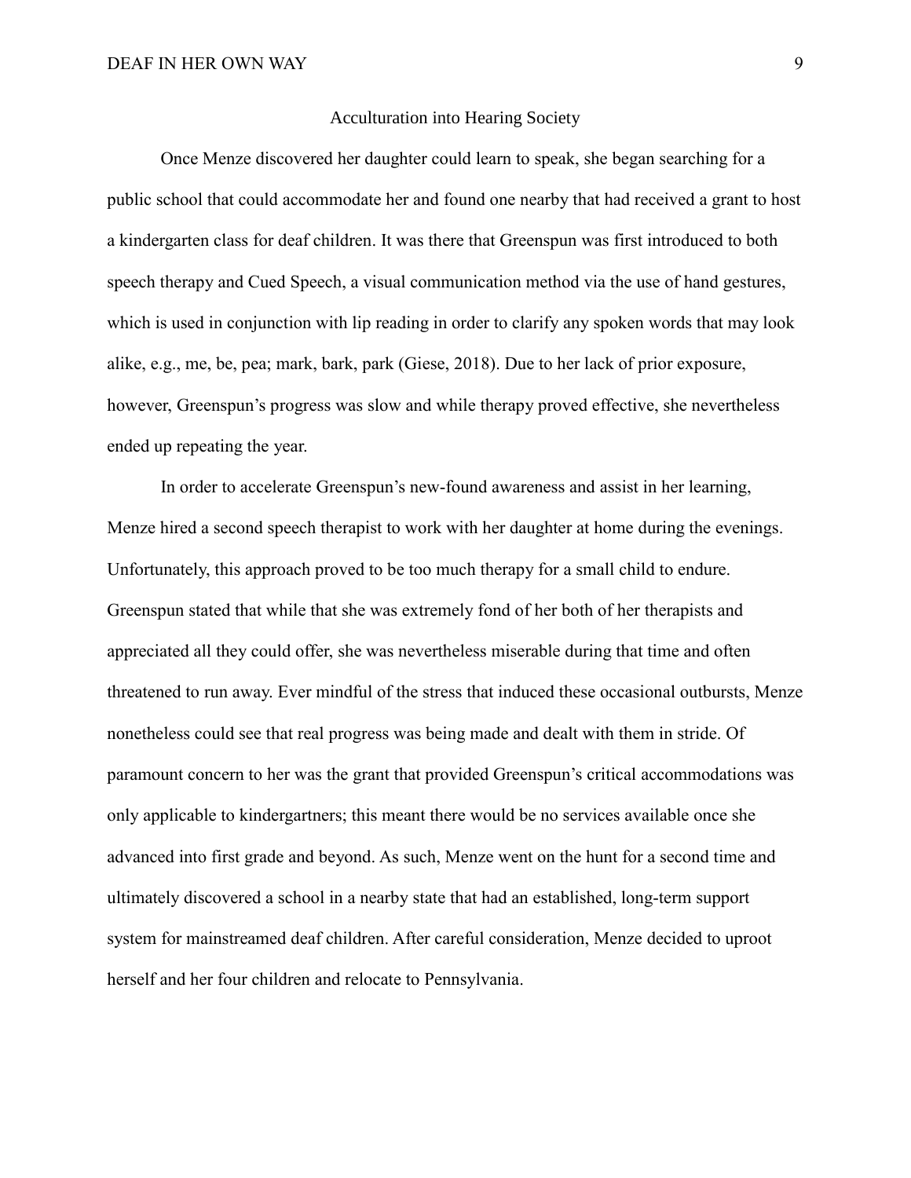## Acculturation into Hearing Society

Once Menze discovered her daughter could learn to speak, she began searching for a public school that could accommodate her and found one nearby that had received a grant to host a kindergarten class for deaf children. It was there that Greenspun was first introduced to both speech therapy and Cued Speech, a visual communication method via the use of hand gestures, which is used in conjunction with lip reading in order to clarify any spoken words that may look alike, e.g., me, be, pea; mark, bark, park (Giese, 2018). Due to her lack of prior exposure, however, Greenspun's progress was slow and while therapy proved effective, she nevertheless ended up repeating the year.

In order to accelerate Greenspun's new-found awareness and assist in her learning, Menze hired a second speech therapist to work with her daughter at home during the evenings. Unfortunately, this approach proved to be too much therapy for a small child to endure. Greenspun stated that while that she was extremely fond of her both of her therapists and appreciated all they could offer, she was nevertheless miserable during that time and often threatened to run away. Ever mindful of the stress that induced these occasional outbursts, Menze nonetheless could see that real progress was being made and dealt with them in stride. Of paramount concern to her was the grant that provided Greenspun's critical accommodations was only applicable to kindergartners; this meant there would be no services available once she advanced into first grade and beyond. As such, Menze went on the hunt for a second time and ultimately discovered a school in a nearby state that had an established, long-term support system for mainstreamed deaf children. After careful consideration, Menze decided to uproot herself and her four children and relocate to Pennsylvania.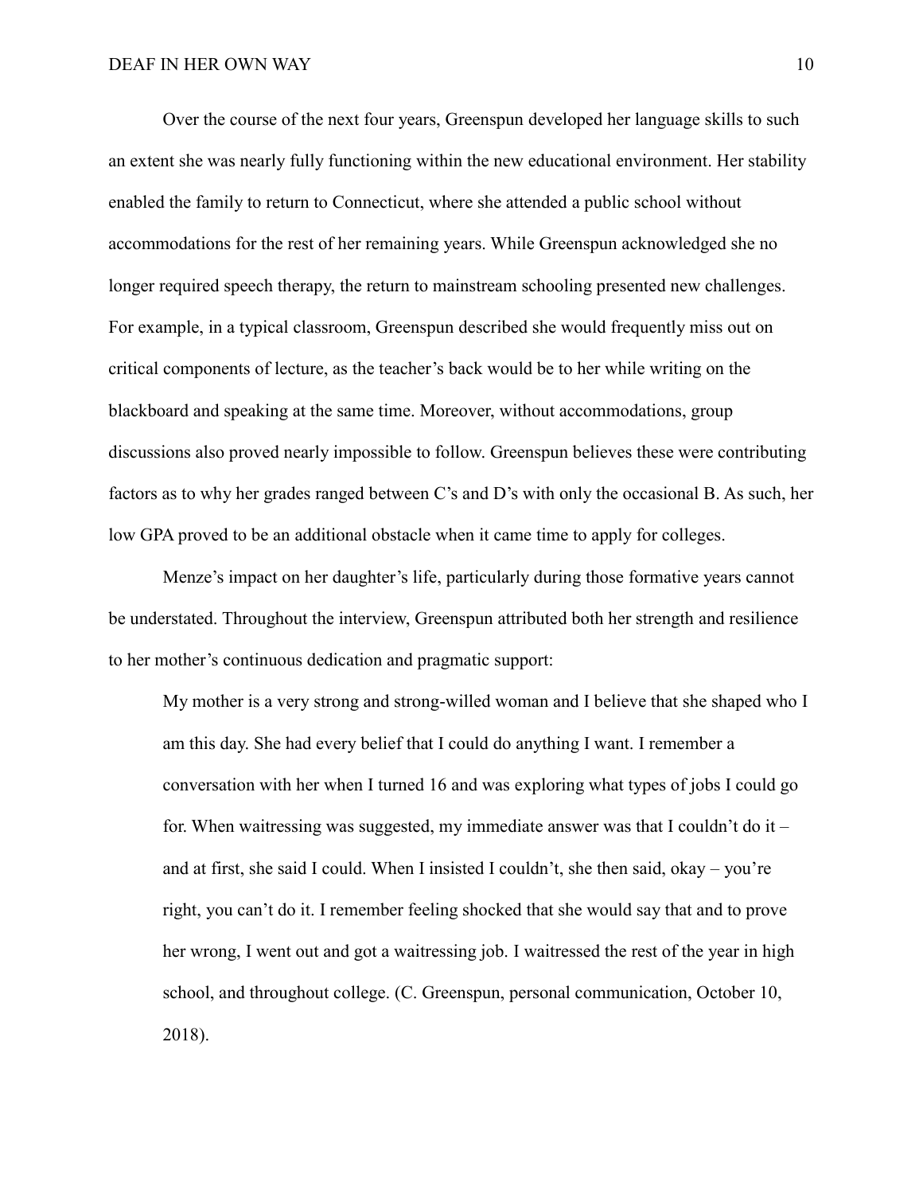Over the course of the next four years, Greenspun developed her language skills to such an extent she was nearly fully functioning within the new educational environment. Her stability enabled the family to return to Connecticut, where she attended a public school without accommodations for the rest of her remaining years. While Greenspun acknowledged she no longer required speech therapy, the return to mainstream schooling presented new challenges. For example, in a typical classroom, Greenspun described she would frequently miss out on critical components of lecture, as the teacher's back would be to her while writing on the blackboard and speaking at the same time. Moreover, without accommodations, group discussions also proved nearly impossible to follow. Greenspun believes these were contributing factors as to why her grades ranged between C's and D's with only the occasional B. As such, her low GPA proved to be an additional obstacle when it came time to apply for colleges.

Menze's impact on her daughter's life, particularly during those formative years cannot be understated. Throughout the interview, Greenspun attributed both her strength and resilience to her mother's continuous dedication and pragmatic support:

> My mother is a very strong and strong-willed woman and I believe that she shaped who I am this day. She had every belief that I could do anything I want. I remember a conversation with her when I turned 16 and was exploring what types of jobs I could go for. When waitressing was suggested, my immediate answer was that I couldn't do it – and at first, she said I could. When I insisted I couldn't, she then said, okay – you're right, you can't do it. I remember feeling shocked that she would say that and to prove her wrong, I went out and got a waitressing job. I waitressed the rest of the year in high school, and throughout college. (C. Greenspun, personal communication, October 10, 2018).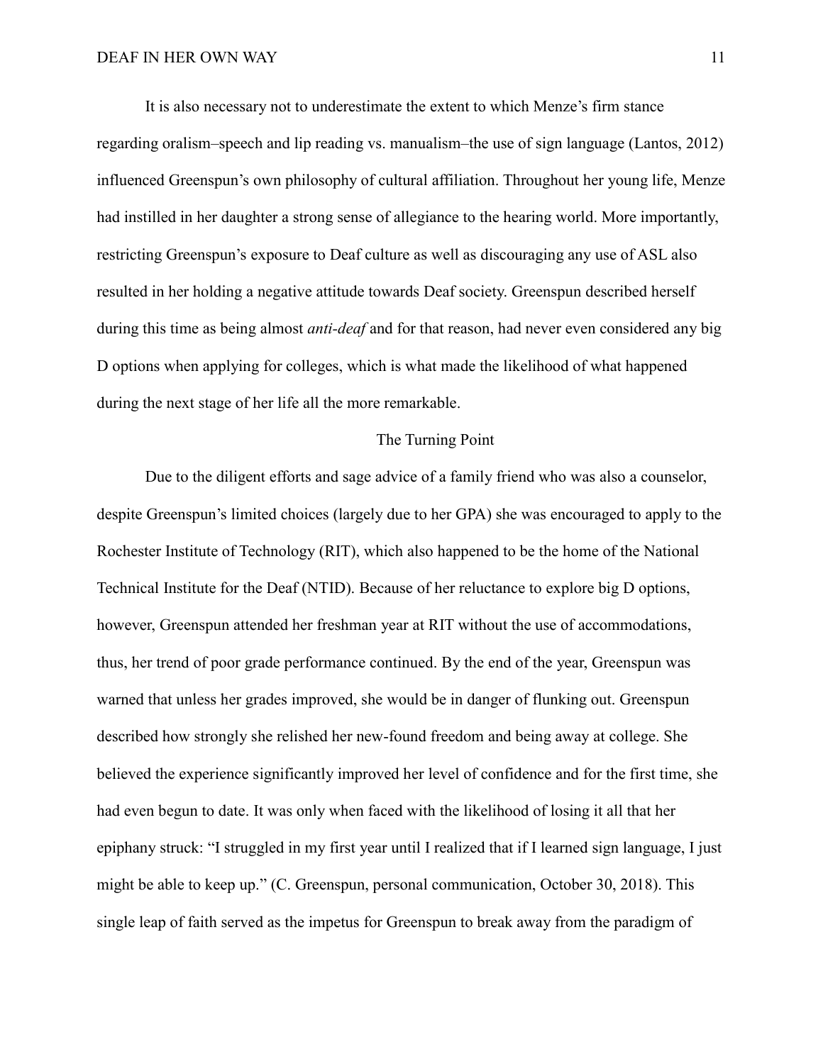It is also necessary not to underestimate the extent to which Menze's firm stance regarding oralism–speech and lip reading vs. manualism–the use of sign language (Lantos, 2012) influenced Greenspun's own philosophy of cultural affiliation. Throughout her young life, Menze had instilled in her daughter a strong sense of allegiance to the hearing world. More importantly, restricting Greenspun's exposure to Deaf culture as well as discouraging any use of ASL also resulted in her holding a negative attitude towards Deaf society. Greenspun described herself during this time as being almost *anti-deaf* and for that reason, had never even considered any big D options when applying for colleges, which is what made the likelihood of what happened during the next stage of her life all the more remarkable.

## The Turning Point

Due to the diligent efforts and sage advice of a family friend who was also a counselor, despite Greenspun's limited choices (largely due to her GPA) she was encouraged to apply to the Rochester Institute of Technology (RIT), which also happened to be the home of the National Technical Institute for the Deaf (NTID). Because of her reluctance to explore big D options, however, Greenspun attended her freshman year at RIT without the use of accommodations, thus, her trend of poor grade performance continued. By the end of the year, Greenspun was warned that unless her grades improved, she would be in danger of flunking out. Greenspun described how strongly she relished her new-found freedom and being away at college. She believed the experience significantly improved her level of confidence and for the first time, she had even begun to date. It was only when faced with the likelihood of losing it all that her epiphany struck: "I struggled in my first year until I realized that if I learned sign language, I just might be able to keep up." (C. Greenspun, personal communication, October 30, 2018). This single leap of faith served as the impetus for Greenspun to break away from the paradigm of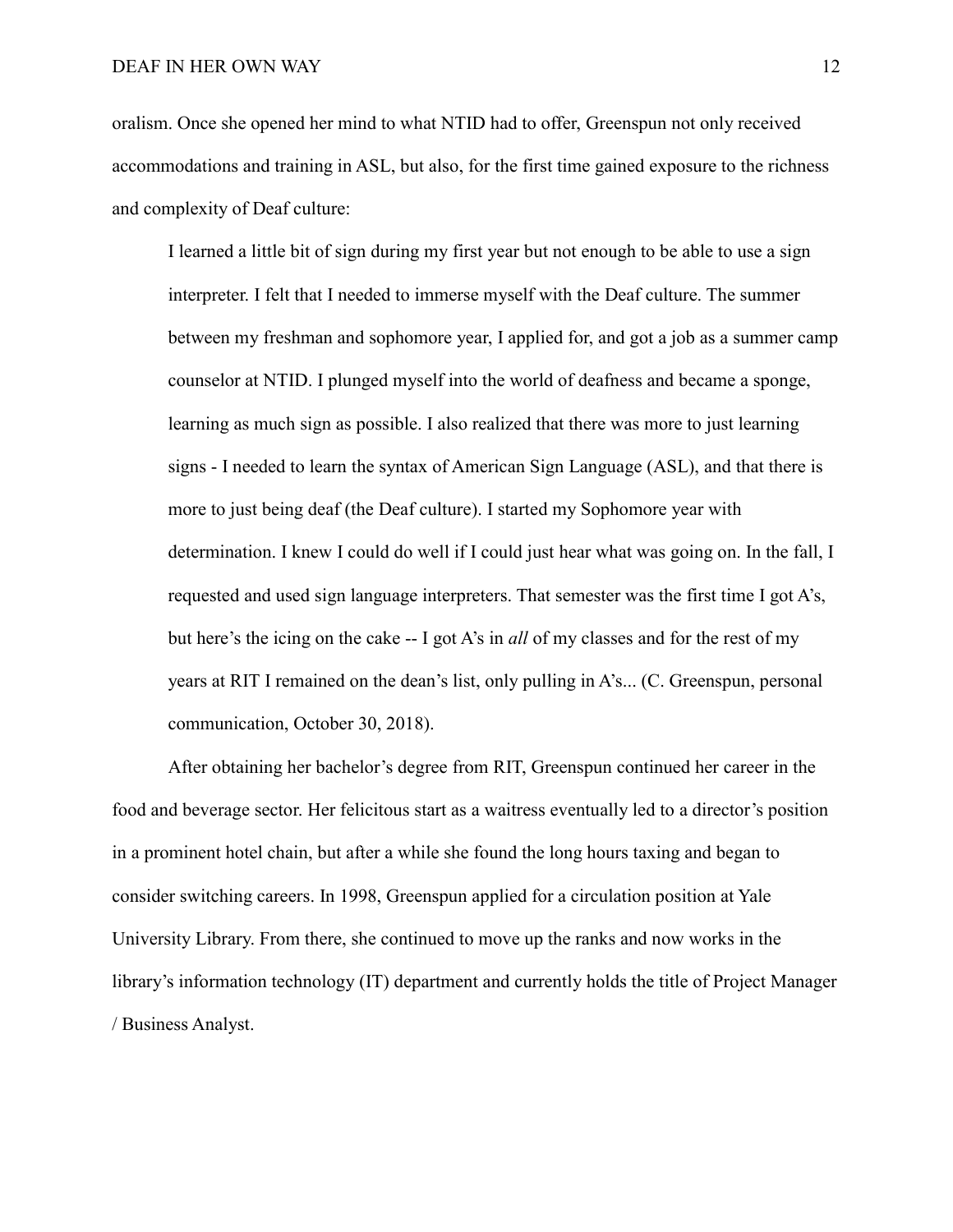oralism. Once she opened her mind to what NTID had to offer, Greenspun not only received accommodations and training in ASL, but also, for the first time gained exposure to the richness and complexity of Deaf culture:

> I learned a little bit of sign during my first year but not enough to be able to use a sign interpreter. I felt that I needed to immerse myself with the Deaf culture. The summer between my freshman and sophomore year, I applied for, and got a job as a summer camp counselor at NTID. I plunged myself into the world of deafness and became a sponge, learning as much sign as possible. I also realized that there was more to just learning signs - I needed to learn the syntax of American Sign Language (ASL), and that there is more to just being deaf (the Deaf culture). I started my Sophomore year with determination. I knew I could do well if I could just hear what was going on. In the fall, I requested and used sign language interpreters. That semester was the first time I got A's, but here's the icing on the cake -- I got A's in *all* of my classes and for the rest of my years at RIT I remained on the dean's list, only pulling in A's... (C. Greenspun, personal communication, October 30, 2018).

After obtaining her bachelor's degree from RIT, Greenspun continued her career in the food and beverage sector. Her felicitous start as a waitress eventually led to a director's position in a prominent hotel chain, but after a while she found the long hours taxing and began to consider switching careers. In 1998, Greenspun applied for a circulation position at Yale University Library. From there, she continued to move up the ranks and now works in the library's information technology (IT) department and currently holds the title of Project Manager / Business Analyst.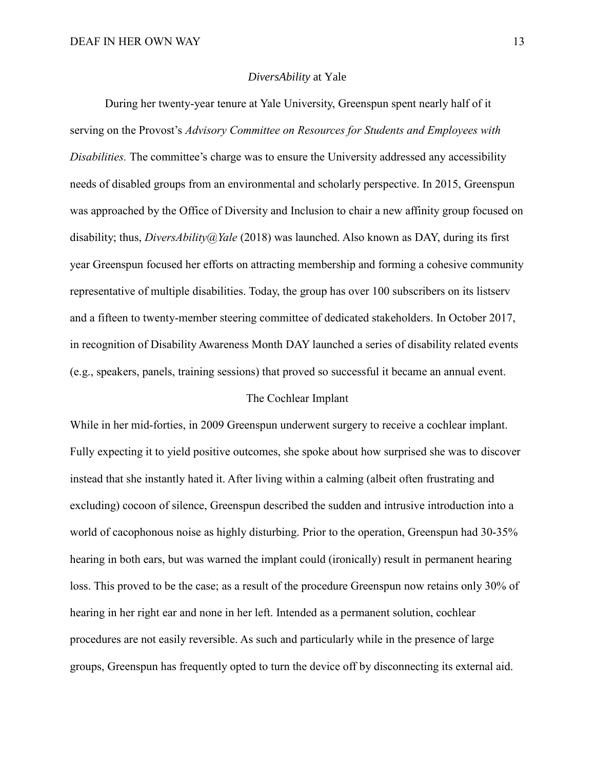## *DiversAbility* at Yale

During her twenty-year tenure at Yale University, Greenspun spent nearly half of it serving on the Provost's *Advisory Committee on Resources for Students and Employees with Disabilities.* The committee's charge was to ensure the University addressed any accessibility needs of disabled groups from an environmental and scholarly perspective. In 2015, Greenspun was approached by the Office of Diversity and Inclusion to chair a new affinity group focused on disability; thus, *DiversAbility@Yale* (2018) was launched. Also known as DAY, during its first year Greenspun focused her efforts on attracting membership and forming a cohesive community representative of multiple disabilities. Today, the group has over 100 subscribers on its listserv and a fifteen to twenty-member steering committee of dedicated stakeholders. In October 2017, in recognition of Disability Awareness Month DAY launched a series of disability related events (e.g., speakers, panels, training sessions) that proved so successful it became an annual event.

## The Cochlear Implant

While in her mid-forties, in 2009 Greenspun underwent surgery to receive a cochlear implant. Fully expecting it to yield positive outcomes, she spoke about how surprised she was to discover instead that she instantly hated it. After living within a calming (albeit often frustrating and excluding) cocoon of silence, Greenspun described the sudden and intrusive introduction into a world of cacophonous noise as highly disturbing. Prior to the operation, Greenspun had 30-35% hearing in both ears, but was warned the implant could (ironically) result in permanent hearing loss. This proved to be the case; as a result of the procedure Greenspun now retains only 30% of hearing in her right ear and none in her left. Intended as a permanent solution, cochlear procedures are not easily reversible. As such and particularly while in the presence of large groups, Greenspun has frequently opted to turn the device off by disconnecting its external aid.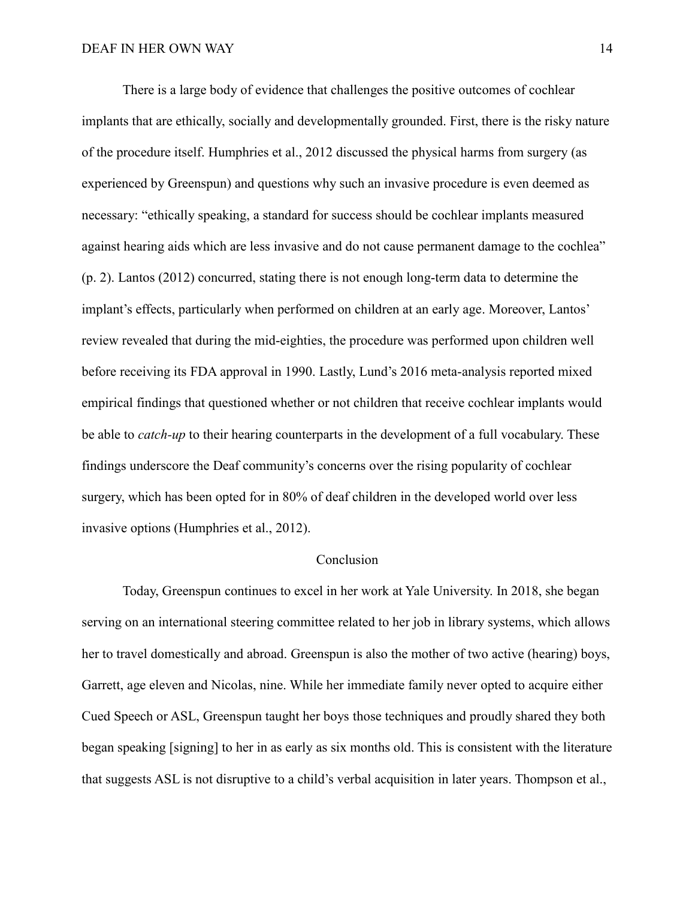There is a large body of evidence that challenges the positive outcomes of cochlear implants that are ethically, socially and developmentally grounded. First, there is the risky nature of the procedure itself. Humphries et al., 2012 discussed the physical harms from surgery (as experienced by Greenspun) and questions why such an invasive procedure is even deemed as necessary: "ethically speaking, a standard for success should be cochlear implants measured against hearing aids which are less invasive and do not cause permanent damage to the cochlea" (p. 2). Lantos (2012) concurred, stating there is not enough long-term data to determine the implant's effects, particularly when performed on children at an early age. Moreover, Lantos' review revealed that during the mid-eighties, the procedure was performed upon children well before receiving its FDA approval in 1990. Lastly, Lund's 2016 meta-analysis reported mixed empirical findings that questioned whether or not children that receive cochlear implants would be able to *catch-up* to their hearing counterparts in the development of a full vocabulary. These findings underscore the Deaf community's concerns over the rising popularity of cochlear surgery, which has been opted for in 80% of deaf children in the developed world over less invasive options (Humphries et al., 2012).

## Conclusion

Today, Greenspun continues to excel in her work at Yale University. In 2018, she began serving on an international steering committee related to her job in library systems, which allows her to travel domestically and abroad. Greenspun is also the mother of two active (hearing) boys, Garrett, age eleven and Nicolas, nine. While her immediate family never opted to acquire either Cued Speech or ASL, Greenspun taught her boys those techniques and proudly shared they both began speaking [signing] to her in as early as six months old. This is consistent with the literature that suggests ASL is not disruptive to a child's verbal acquisition in later years. Thompson et al.,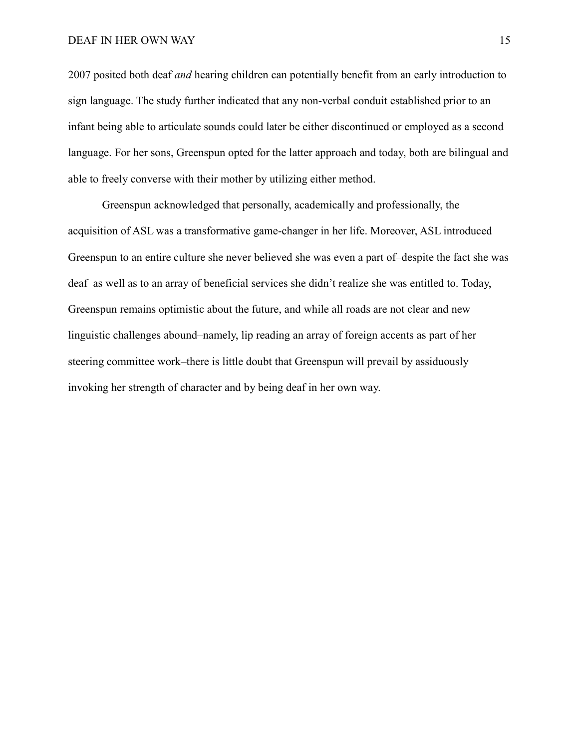2007 posited both deaf *and* hearing children can potentially benefit from an early introduction to sign language. The study further indicated that any non-verbal conduit established prior to an infant being able to articulate sounds could later be either discontinued or employed as a second language. For her sons, Greenspun opted for the latter approach and today, both are bilingual and able to freely converse with their mother by utilizing either method.

Greenspun acknowledged that personally, academically and professionally, the acquisition of ASL was a transformative game-changer in her life. Moreover, ASL introduced Greenspun to an entire culture she never believed she was even a part of–despite the fact she was deaf–as well as to an array of beneficial services she didn't realize she was entitled to. Today, Greenspun remains optimistic about the future, and while all roads are not clear and new linguistic challenges abound–namely, lip reading an array of foreign accents as part of her steering committee work–there is little doubt that Greenspun will prevail by assiduously invoking her strength of character and by being deaf in her own way.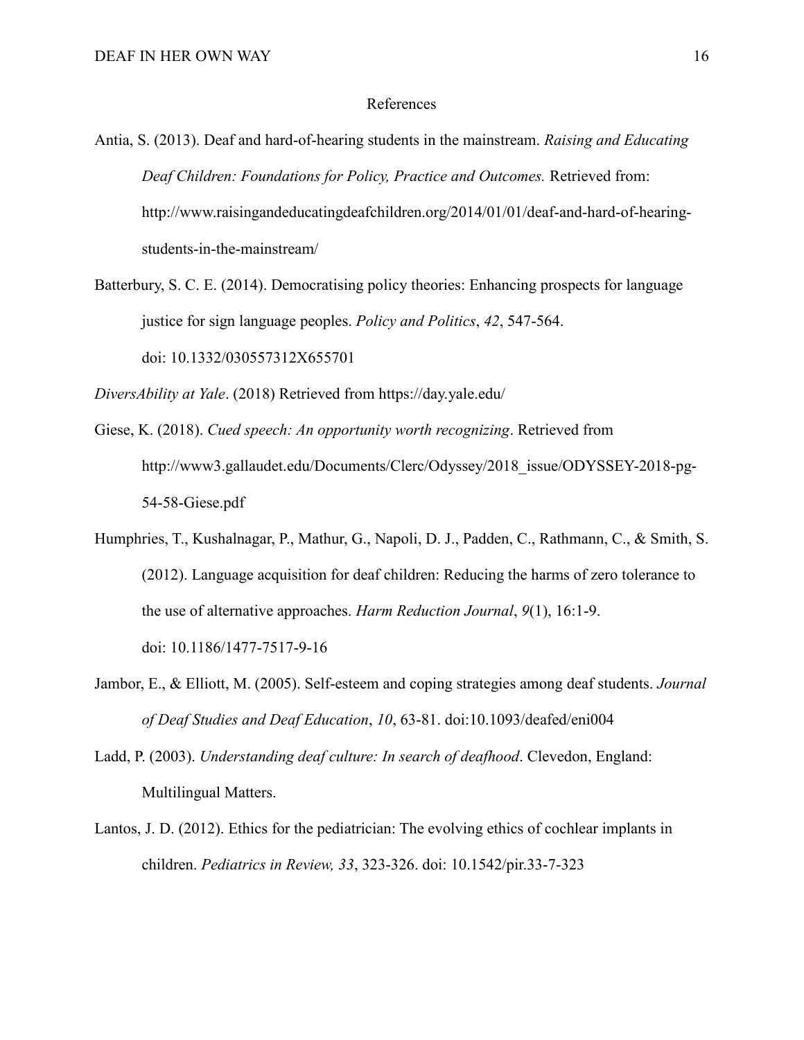# References

Antia, S. (2013). Deaf and hard-of-hearing students in the mainstream. *Raising and Educating Deaf Children: Foundations for Policy, Practice and Outcomes.* Retrieved from: http://www.raisingandeducatingdeafchildren.org/2014/01/01/deaf-and-hard-of-hearing-students-in-the-mainstream/

Batterbury, S. C. E. (2014). Democratising policy theories: Enhancing prospects for language justice for sign language peoples. *Policy and Politics*, *42*, 547-564. doi: 10.1332/030557312X655701

*DiversAbility at Yale*. (2018) Retrieved from https://day.yale.edu/

Giese, K. (2018). *Cued speech: An opportunity worth recognizing*. Retrieved from http://www3.gallaudet.edu/Documents/Clerc/Odyssey/2018_issue/ODYSSEY-2018-pg-54-58-Giese.pdf

Humphries, T., Kushalnagar, P., Mathur, G., Napoli, D. J., Padden, C., Rathmann, C., & Smith, S. (2012). Language acquisition for deaf children: Reducing the harms of zero tolerance to the use of alternative approaches. *Harm Reduction Journal*, *9*(1), 16:1-9. doi: 10.1186/1477-7517-9-16

Jambor, E., & Elliott, M. (2005). Self-esteem and coping strategies among deaf students. *Journal of Deaf Studies and Deaf Education*, *10*, 63-81. doi:10.1093/deafed/eni004

Ladd, P. (2003). *Understanding deaf culture: In search of deafhood*. Clevedon, England: Multilingual Matters.

Lantos, J. D. (2012). Ethics for the pediatrician: The evolving ethics of cochlear implants in children. *Pediatrics in Review, 33*, 323-326. doi: 10.1542/pir.33-7-323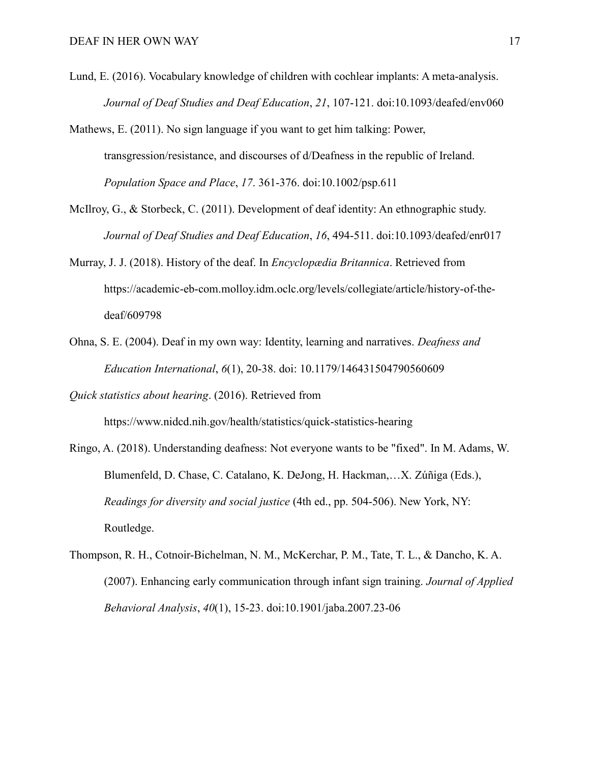Lund, E. (2016). Vocabulary knowledge of children with cochlear implants: A meta-analysis. *Journal of Deaf Studies and Deaf Education*, *21*, 107-121. doi:10.1093/deafed/env060

Mathews, E. (2011). No sign language if you want to get him talking: Power, transgression/resistance, and discourses of d/Deafness in the republic of Ireland. *Population Space and Place*, *17*. 361-376. doi:10.1002/psp.611

McIlroy, G., & Storbeck, C. (2011). Development of deaf identity: An ethnographic study. *Journal of Deaf Studies and Deaf Education*, *16*, 494-511. doi:10.1093/deafed/enr017

Murray, J. J. (2018). History of the deaf. In *Encyclopædia Britannica*. Retrieved from https://academic-eb-com.molloy.idm.oclc.org/levels/collegiate/article/history-of-the-deaf/609798

Ohna, S. E. (2004). Deaf in my own way: Identity, learning and narratives. *Deafness and Education International*, *6*(1), 20-38. doi: 10.1179/146431504790560609

*Quick statistics about hearing*. (2016). Retrieved from https://www.nidcd.nih.gov/health/statistics/quick-statistics-hearing

Ringo, A. (2018). Understanding deafness: Not everyone wants to be "fixed". In M. Adams, W. Blumenfeld, D. Chase, C. Catalano, K. DeJong, H. Hackman,…X. Zúñiga (Eds.), *Readings for diversity and social justice* (4th ed., pp. 504-506). New York, NY: Routledge.

Thompson, R. H., Cotnoir-Bichelman, N. M., McKerchar, P. M., Tate, T. L., & Dancho, K. A. (2007). Enhancing early communication through infant sign training. *Journal of Applied Behavioral Analysis*, *40*(1), 15-23. doi:10.1901/jaba.2007.23-06